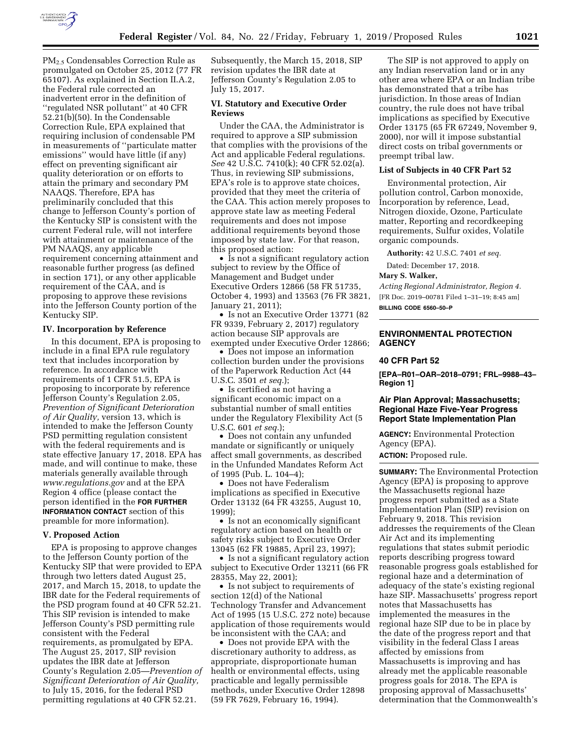$PM_{2.5}$ Condensables Correction Rule as promulgated on October 25, 2012 (77 FR 65107). As explained in Section II.A.2, the Federal rule corrected an inadvertent error in the definition of "regulated NSR pollutant" at 40 CFR 52.21(b)(50). In the Condensable Correction Rule, EPA explained that requiring inclusion of condensable PM in measurements of "particulate matter emissions" would have little (if any) effect on preventing significant air quality deterioration or on efforts to attain the primary and secondary PM NAAQS. Therefore, EPA has preliminarily concluded that this change to Jefferson County's portion of the Kentucky SIP is consistent with the current Federal rule, will not interfere with attainment or maintenance of the PM NAAQS, any applicable requirement concerning attainment and reasonable further progress (as defined in section 171), or any other applicable requirement of the CAA, and is proposing to approve these revisions into the Jefferson County portion of the Kentucky SIP.

## IV. Incorporation by Reference

In this document, EPA is proposing to include in a final EPA rule regulatory text that includes incorporation by reference. In accordance with requirements of 1 CFR 51.5, EPA is proposing to incorporate by reference Jefferson County's Regulation 2.05, *Prevention of Significant Deterioration of Air Quality,* version 13, which is intended to make the Jefferson County PSD permitting regulation consistent with the federal requirements and is state effective January 17, 2018. EPA has made, and will continue to make, these materials generally available through *www.regulations.gov* and at the EPA Region 4 office (please contact the person identified in the **FOR FURTHER INFORMATION CONTACT** section of this preamble for more information).

## V. Proposed Action

EPA is proposing to approve changes to the Jefferson County portion of the Kentucky SIP that were provided to EPA through two letters dated August 25, 2017, and March 15, 2018, to update the IBR date for the Federal requirements of the PSD program found at 40 CFR 52.21. This SIP revision is intended to make Jefferson County's PSD permitting rule consistent with the Federal requirements, as promulgated by EPA. The August 25, 2017, SIP revision updates the IBR date at Jefferson County's Regulation 2.05—*Prevention of Significant Deterioration of Air Quality,* to July 15, 2016, for the federal PSD permitting regulations at 40 CFR 52.21. Subsequently, the March 15, 2018, SIP revision updates the IBR date at Jefferson County's Regulation 2.05 to July 15, 2017.

## VI. Statutory and Executive Order Reviews

Under the CAA, the Administrator is required to approve a SIP submission that complies with the provisions of the Act and applicable Federal regulations. *See* 42 U.S.C. 7410(k); 40 CFR 52.02(a). Thus, in reviewing SIP submissions, EPA's role is to approve state choices, provided that they meet the criteria of the CAA. This action merely proposes to approve state law as meeting Federal requirements and does not impose additional requirements beyond those imposed by state law. For that reason, this proposed action:

- Is not a significant regulatory action subject to review by the Office of Management and Budget under Executive Orders 12866 (58 FR 51735, October 4, 1993) and 13563 (76 FR 3821, January 21, 2011);
- Is not an Executive Order 13771 (82 FR 9339, February 2, 2017) regulatory action because SIP approvals are exempted under Executive Order 12866;
- Does not impose an information collection burden under the provisions of the Paperwork Reduction Act (44 U.S.C. 3501 *et seq.*);
- Is certified as not having a significant economic impact on a substantial number of small entities under the Regulatory Flexibility Act (5 U.S.C. 601 *et seq.*);
- Does not contain any unfunded mandate or significantly or uniquely affect small governments, as described in the Unfunded Mandates Reform Act of 1995 (Pub. L. 104–4);
- Does not have Federalism implications as specified in Executive Order 13132 (64 FR 43255, August 10, 1999);
- Is not an economically significant regulatory action based on health or safety risks subject to Executive Order 13045 (62 FR 19885, April 23, 1997);
- Is not a significant regulatory action subject to Executive Order 13211 (66 FR 28355, May 22, 2001);
- Is not subject to requirements of section 12(d) of the National Technology Transfer and Advancement Act of 1995 (15 U.S.C. 272 note) because application of those requirements would be inconsistent with the CAA; and
- Does not provide EPA with the discretionary authority to address, as appropriate, disproportionate human health or environmental effects, using practicable and legally permissible methods, under Executive Order 12898 (59 FR 7629, February 16, 1994).

The SIP is not approved to apply on any Indian reservation land or in any other area where EPA or an Indian tribe has demonstrated that a tribe has jurisdiction. In those areas of Indian country, the rule does not have tribal implications as specified by Executive Order 13175 (65 FR 67249, November 9, 2000), nor will it impose substantial direct costs on tribal governments or preempt tribal law.

### List of Subjects in 40 CFR Part 52

Environmental protection, Air pollution control, Carbon monoxide, Incorporation by reference, Lead, Nitrogen dioxide, Ozone, Particulate matter, Reporting and recordkeeping requirements, Sulfur oxides, Volatile organic compounds.

**Authority:** 42 U.S.C. 7401 *et seq.*

Dated: December 17, 2018.

**Mary S. Walker,**

*Acting Regional Administrator, Region 4.*

[FR Doc. 2019–00781 Filed 1–31–19; 8:45 am]

**BILLING CODE 6560–50–P**

---

# ENVIRONMENTAL PROTECTION AGENCY

## 40 CFR Part 52

**[EPA–R01–OAR–2018–0791; FRL–9988–43–Region 1]**

## Air Plan Approval; Massachusetts; Regional Haze Five-Year Progress Report State Implementation Plan

**AGENCY:** Environmental Protection Agency (EPA).

**ACTION:** Proposed rule.

**SUMMARY:** The Environmental Protection Agency (EPA) is proposing to approve the Massachusetts regional haze progress report submitted as a State Implementation Plan (SIP) revision on February 9, 2018. This revision addresses the requirements of the Clean Air Act and its implementing regulations that states submit periodic reports describing progress toward reasonable progress goals established for regional haze and a determination of adequacy of the state's existing regional haze SIP. Massachusetts' progress report notes that Massachusetts has implemented the measures in the regional haze SIP due to be in place by the date of the progress report and that visibility in the federal Class I areas affected by emissions from Massachusetts is improving and has already met the applicable reasonable progress goals for 2018. The EPA is proposing approval of Massachusetts' determination that the Commonwealth's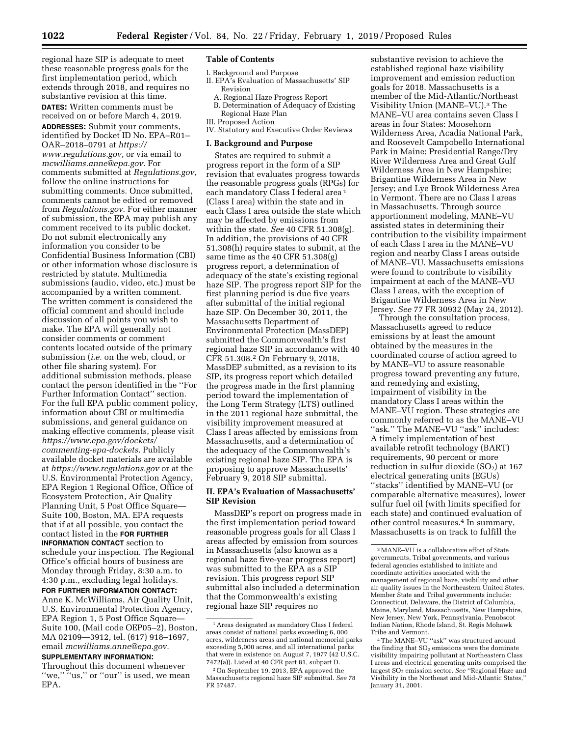regional haze SIP is adequate to meet these reasonable progress goals for the first implementation period, which extends through 2018, and requires no substantive revision at this time.

**DATES:** Written comments must be received on or before March 4, 2019.

**ADDRESSES:** Submit your comments, identified by Docket ID No. EPA–R01–OAR–2018–0791 at *https://www.regulations.gov,* or via email to *mcwilliams.anne@epa.gov.* For comments submitted at *Regulations.gov*, follow the online instructions for submitting comments. Once submitted, comments cannot be edited or removed from *Regulations.gov*. For either manner of submission, the EPA may publish any comment received to its public docket. Do not submit electronically any information you consider to be Confidential Business Information (CBI) or other information whose disclosure is restricted by statute. Multimedia submissions (audio, video, etc.) must be accompanied by a written comment. The written comment is considered the official comment and should include discussion of all points you wish to make. The EPA will generally not consider comments or comment contents located outside of the primary submission (*i.e.* on the web, cloud, or other file sharing system). For additional submission methods, please contact the person identified in the "For Further Information Contact" section. For the full EPA public comment policy, information about CBI or multimedia submissions, and general guidance on making effective comments, please visit *https://www.epa.gov/dockets/commenting-epa-dockets.* Publicly available docket materials are available at *https://www.regulations.gov* or at the U.S. Environmental Protection Agency, EPA Region 1 Regional Office, Office of Ecosystem Protection, Air Quality Planning Unit, 5 Post Office Square—Suite 100, Boston, MA. EPA requests that if at all possible, you contact the contact listed in the **FOR FURTHER INFORMATION CONTACT** section to schedule your inspection. The Regional Office's official hours of business are Monday through Friday, 8:30 a.m. to 4:30 p.m., excluding legal holidays.

**FOR FURTHER INFORMATION CONTACT:** Anne K. McWilliams, Air Quality Unit, U.S. Environmental Protection Agency, EPA Region 1, 5 Post Office Square—Suite 100, (Mail code OEP05–2), Boston, MA 02109—3912, tel. (617) 918–1697, email *mcwilliams.anne@epa.gov.*

**SUPPLEMENTARY INFORMATION:** Throughout this document whenever "we," "us," or "our" is used, we mean EPA.

**Table of Contents**

I. Background and Purpose
II. EPA's Evaluation of Massachusetts' SIP Revision
  A. Regional Haze Progress Report
  B. Determination of Adequacy of Existing Regional Haze Plan
III. Proposed Action
IV. Statutory and Executive Order Reviews

## I. Background and Purpose

States are required to submit a progress report in the form of a SIP revision that evaluates progress towards the reasonable progress goals (RPGs) for each mandatory Class I federal area [1] (Class I area) within the state and in each Class I area outside the state which may be affected by emissions from within the state. *See* 40 CFR 51.308(g). In addition, the provisions of 40 CFR 51.308(h) require states to submit, at the same time as the 40 CFR 51.308(g) progress report, a determination of adequacy of the state's existing regional haze SIP. The progress report SIP for the first planning period is due five years after submittal of the initial regional haze SIP. On December 30, 2011, the Massachusetts Department of Environmental Protection (MassDEP) submitted the Commonwealth's first regional haze SIP in accordance with 40 CFR 51.308.[2] On February 9, 2018, MassDEP submitted, as a revision to its SIP, its progress report which detailed the progress made in the first planning period toward the implementation of the Long Term Strategy (LTS) outlined in the 2011 regional haze submittal, the visibility improvement measured at Class I areas affected by emissions from Massachusetts, and a determination of the adequacy of the Commonwealth's existing regional haze SIP. The EPA is proposing to approve Massachusetts' February 9, 2018 SIP submittal.

## II. EPA's Evaluation of Massachusetts' SIP Revision

MassDEP's report on progress made in the first implementation period toward reasonable progress goals for all Class I areas affected by emission from sources in Massachusetts (also known as a regional haze five-year progress report) was submitted to the EPA as a SIP revision. This progress report SIP submittal also included a determination that the Commonwealth's existing regional haze SIP requires no substantive revision to achieve the established regional haze visibility improvement and emission reduction goals for 2018. Massachusetts is a member of the Mid-Atlantic/Northeast Visibility Union (MANE–VU).[3] The MANE–VU area contains seven Class I areas in four States: Moosehorn Wilderness Area, Acadia National Park, and Roosevelt Campobello International Park in Maine; Presidential Range/Dry River Wilderness Area and Great Gulf Wilderness Area in New Hampshire; Brigantine Wilderness Area in New Jersey; and Lye Brook Wilderness Area in Vermont. There are no Class I areas in Massachusetts. Through source apportionment modeling, MANE–VU assisted states in determining their contribution to the visibility impairment of each Class I area in the MANE–VU region and nearby Class I areas outside of MANE–VU. Massachusetts emissions were found to contribute to visibility impairment at each of the MANE–VU Class I areas, with the exception of Brigantine Wilderness Area in New Jersey. *See* 77 FR 30932 (May 24, 2012).

Through the consultation process, Massachusetts agreed to reduce emissions by at least the amount obtained by the measures in the coordinated course of action agreed to by MANE–VU to assure reasonable progress toward preventing any future, and remedying and existing, impairment of visibility in the mandatory Class I areas within the MANE–VU region. These strategies are commonly referred to as the MANE–VU "ask." The MANE–VU "ask" includes: A timely implementation of best available retrofit technology (BART) requirements, 90 percent or more reduction in sulfur dioxide ($SO_2$) at 167 electrical generating units (EGUs) "stacks" identified by MANE–VU (or comparable alternative measures), lower sulfur fuel oil (with limits specified for each state) and continued evaluation of other control measures.[4] In summary, Massachusetts is on track to fulfill the

[1] Areas designated as mandatory Class I federal areas consist of national parks exceeding 6, 000 acres, wilderness areas and national memorial parks exceeding 5,000 acres, and all international parks that were in existence on August 7, 1977 (42 U.S.C. 7472(a)). Listed at 40 CFR part 81, subpart D.

[2] On September 19, 2013, EPA approved the Massachusetts regional haze SIP submittal. *See* 78 FR 57487.

[3] MANE–VU is a collaborative effort of State governments, Tribal governments, and various federal agencies established to initiate and coordinate activities associated with the management of regional haze, visibility and other air quality issues in the Northeastern United States. Member State and Tribal governments include: Connecticut, Delaware, the District of Columbia, Maine, Maryland, Massachusetts, New Hampshire, New Jersey, New York, Pennsylvania, Penobscot Indian Nation, Rhode Island, St. Regis Mohawk Tribe and Vermont.

[4] The MANE–VU "ask" was structured around the finding that $SO_2$ emissions were the dominate visibility impairing pollutant at Northeastern Class I areas and electrical generating units comprised the largest $SO_2$ emission sector. *See* "Regional Haze and Visibility in the Northeast and Mid-Atlantic States," January 31, 2001.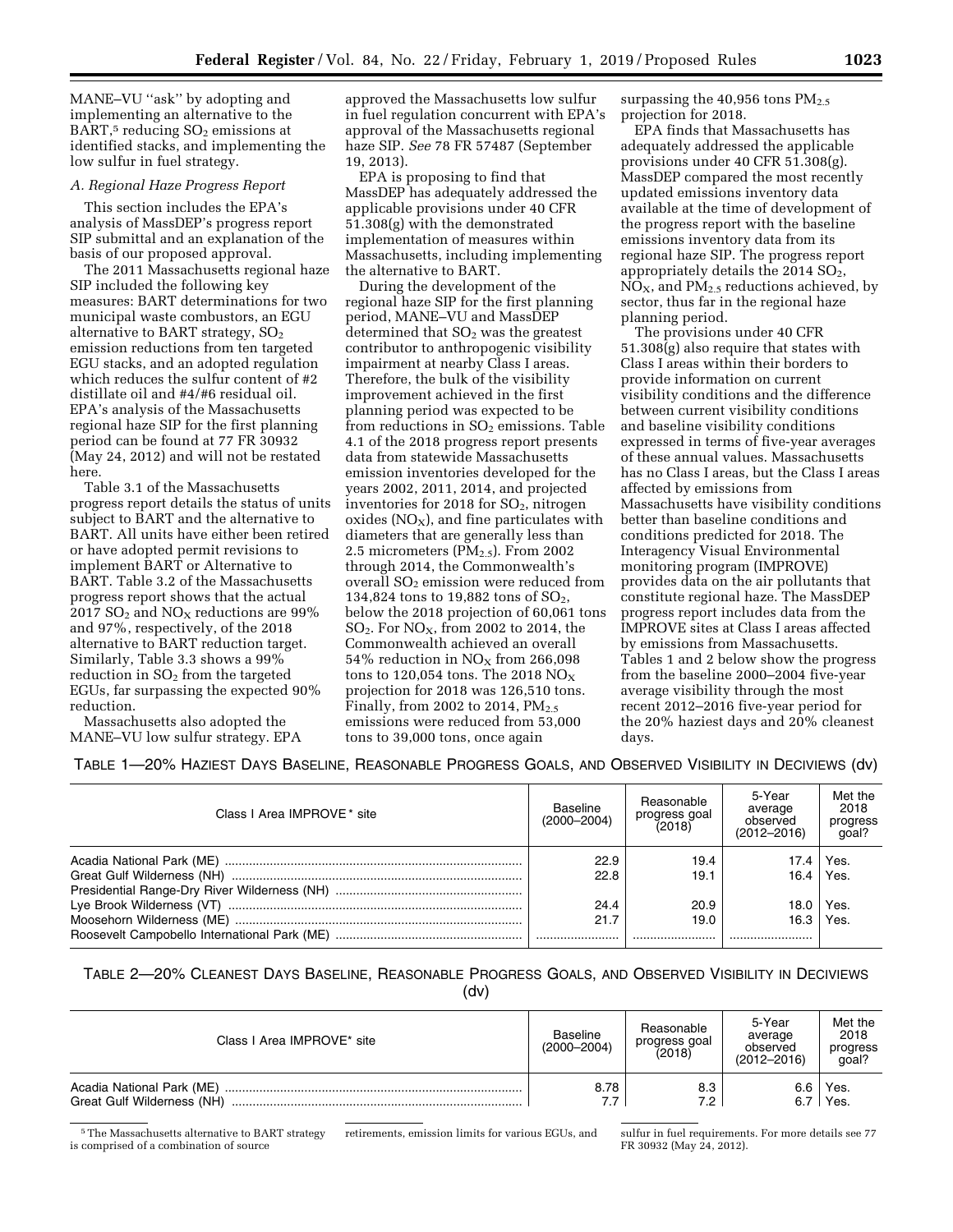MANE–VU "ask" by adopting and implementing an alternative to the BART,[5] reducing $SO_2$ emissions at identified stacks, and implementing the low sulfur in fuel strategy.

### A. Regional Haze Progress Report

This section includes the EPA's analysis of MassDEP's progress report SIP submittal and an explanation of the basis of our proposed approval.

The 2011 Massachusetts regional haze SIP included the following key measures: BART determinations for two municipal waste combustors, an EGU alternative to BART strategy, $SO_2$ emission reductions from ten targeted EGU stacks, and an adopted regulation which reduces the sulfur content of #2 distillate oil and #4/#6 residual oil. EPA's analysis of the Massachusetts regional haze SIP for the first planning period can be found at 77 FR 30932 (May 24, 2012) and will not be restated here.

Table 3.1 of the Massachusetts progress report details the status of units subject to BART and the alternative to BART. All units have either been retired or have adopted permit revisions to implement BART or Alternative to BART. Table 3.2 of the Massachusetts progress report shows that the actual 2017 $SO_2$ and $NO_X$ reductions are 99% and 97%, respectively, of the 2018 alternative to BART reduction target. Similarly, Table 3.3 shows a 99% reduction in $SO_2$ from the targeted EGUs, far surpassing the expected 90% reduction.

Massachusetts also adopted the MANE–VU low sulfur strategy. EPA approved the Massachusetts low sulfur in fuel regulation concurrent with EPA's approval of the Massachusetts regional haze SIP. *See* 78 FR 57487 (September 19, 2013).

EPA is proposing to find that MassDEP has adequately addressed the applicable provisions under 40 CFR 51.308(g) with the demonstrated implementation of measures within Massachusetts, including implementing the alternative to BART.

During the development of the regional haze SIP for the first planning period, MANE–VU and MassDEP determined that $SO_2$ was the greatest contributor to anthropogenic visibility impairment at nearby Class I areas. Therefore, the bulk of the visibility improvement achieved in the first planning period was expected to be from reductions in $SO_2$ emissions. Table 4.1 of the 2018 progress report presents data from statewide Massachusetts emission inventories developed for the years 2002, 2011, 2014, and projected inventories for 2018 for $SO_2$, nitrogen oxides ($NO_X$), and fine particulates with diameters that are generally less than 2.5 micrometers ($PM_{2.5}$). From 2002 through 2014, the Commonwealth's overall $SO_2$ emission were reduced from 134,824 tons to 19,882 tons of $SO_2$, below the 2018 projection of 60,061 tons $SO_2$. For $NO_X$, from 2002 to 2014, the Commonwealth achieved an overall 54% reduction in $NO_X$ from 266,098 tons to 120,054 tons. The 2018 $NO_X$ projection for 2018 was 126,510 tons. Finally, from 2002 to 2014, $PM_{2.5}$ emissions were reduced from 53,000 tons to 39,000 tons, once again surpassing the 40,956 tons $PM_{2.5}$ projection for 2018.

EPA finds that Massachusetts has adequately addressed the applicable provisions under 40 CFR 51.308(g). MassDEP compared the most recently updated emissions inventory data available at the time of development of the progress report with the baseline emissions inventory data from its regional haze SIP. The progress report appropriately details the 2014 $SO_2$, $NO_X$, and $PM_{2.5}$ reductions achieved, by sector, thus far in the regional haze planning period.

The provisions under 40 CFR 51.308(g) also require that states with Class I areas within their borders to provide information on current visibility conditions and the difference between current visibility conditions and baseline visibility conditions expressed in terms of five-year averages of these annual values. Massachusetts has no Class I areas, but the Class I areas affected by emissions from Massachusetts have visibility conditions better than baseline conditions and conditions predicted for 2018. The Interagency Visual Environmental monitoring program (IMPROVE) provides data on the air pollutants that constitute regional haze. The MassDEP progress report includes data from the IMPROVE sites at Class I areas affected by emissions from Massachusetts. Tables 1 and 2 below show the progress from the baseline 2000–2004 five-year average visibility through the most recent 2012–2016 five-year period for the 20% haziest days and 20% cleanest days.

TABLE 1—20% HAZIEST DAYS BASELINE, REASONABLE PROGRESS GOALS, AND OBSERVED VISIBILITY IN DECIVIEWS (dv)

| Class I Area IMPROVE* site | Baseline (2000–2004) | Reasonable progress goal (2018) | 5-Year average observed (2012–2016) | Met the 2018 progress goal? |
|---|---|---|---|---|
| Acadia National Park (ME) | 22.9 | 19.4 | 17.4 | Yes. |
| Great Gulf Wilderness (NH) | 22.8 | 19.1 | 16.4 | Yes. |
| Presidential Range-Dry River Wilderness (NH) | | | | |
| Lye Brook Wilderness (VT) | 24.4 | 20.9 | 18.0 | Yes. |
| Moosehorn Wilderness (ME) | 21.7 | 19.0 | 16.3 | Yes. |
| Roosevelt Campobello International Park (ME) | | | | |

TABLE 2—20% CLEANEST DAYS BASELINE, REASONABLE PROGRESS GOALS, AND OBSERVED VISIBILITY IN DECIVIEWS (dv)

| Class I Area IMPROVE* site | Baseline (2000–2004) | Reasonable progress goal (2018) | 5-Year average observed (2012–2016) | Met the 2018 progress goal? |
|---|---|---|---|---|
| Acadia National Park (ME) | 8.78 | 8.3 | 6.6 | Yes. |
| Great Gulf Wilderness (NH) | 7.7 | 7.2 | 6.7 | Yes. |

[5] The Massachusetts alternative to BART strategy is comprised of a combination of source retirements, emission limits for various EGUs, and sulfur in fuel requirements. For more details see 77 FR 30932 (May 24, 2012).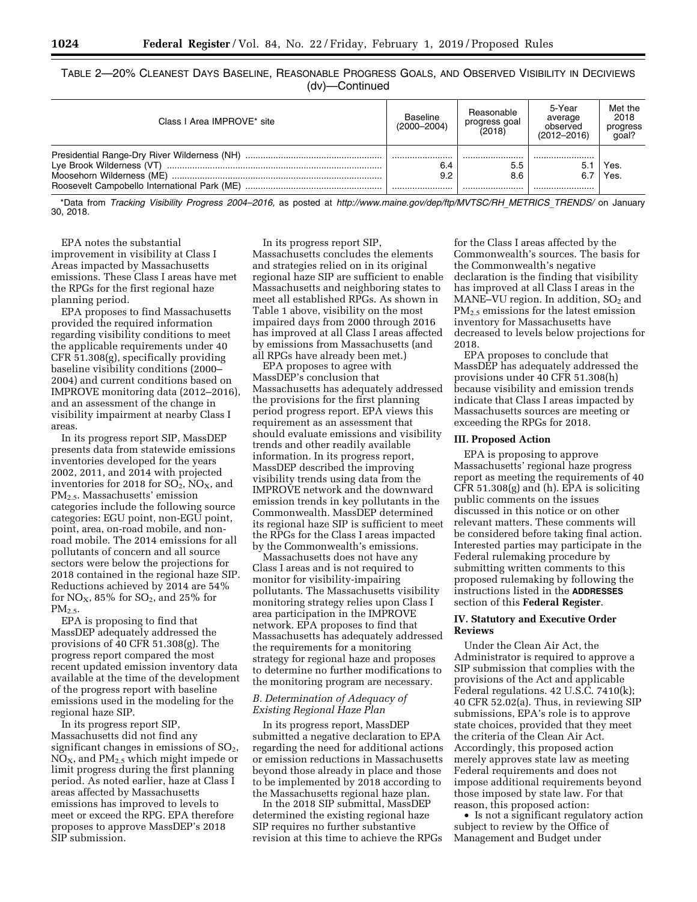TABLE 2—20% CLEANEST DAYS BASELINE, REASONABLE PROGRESS GOALS, AND OBSERVED VISIBILITY IN DECIVIEWS (dv)—Continued

| Class I Area IMPROVE* site | Baseline (2000–2004) | Reasonable progress goal (2018) | 5-Year average observed (2012–2016) | Met the 2018 progress goal? |
|---|---|---|---|---|
| Presidential Range-Dry River Wilderness (NH) | ........................ | ........................ | ........................ | |
| Lye Brook Wilderness (VT) | 6.4 | 5.5 | 5.1 | Yes. |
| Moosehorn Wilderness (ME) | 9.2 | 8.6 | 6.7 | Yes. |
| Roosevelt Campobello International Park (ME) | ........................ | ........................ | ........................ | |

\*Data from *Tracking Visibility Progress 2004–2016,* as posted at *http://www.maine.gov/dep/ftp/MVTSC/RH_METRICS_TRENDS/* on January 30, 2018.

EPA notes the substantial improvement in visibility at Class I Areas impacted by Massachusetts emissions. These Class I areas have met the RPGs for the first regional haze planning period.

EPA proposes to find Massachusetts provided the required information regarding visibility conditions to meet the applicable requirements under 40 CFR 51.308(g), specifically providing baseline visibility conditions (2000–2004) and current conditions based on IMPROVE monitoring data (2012–2016), and an assessment of the change in visibility impairment at nearby Class I areas.

In its progress report SIP, MassDEP presents data from statewide emissions inventories developed for the years 2002, 2011, and 2014 with projected inventories for 2018 for $SO_2$, $NO_X$, and $PM_{2.5}$. Massachusetts' emission categories include the following source categories: EGU point, non-EGU point, point, area, on-road mobile, and non-road mobile. The 2014 emissions for all pollutants of concern and all source sectors were below the projections for 2018 contained in the regional haze SIP. Reductions achieved by 2014 are 54% for $NO_X$, 85% for $SO_2$, and 25% for $PM_{2.5}$.

EPA is proposing to find that MassDEP adequately addressed the provisions of 40 CFR 51.308(g). The progress report compared the most recent updated emission inventory data available at the time of the development of the progress report with baseline emissions used in the modeling for the regional haze SIP.

In its progress report SIP, Massachusetts did not find any significant changes in emissions of $SO_2$, $NO_X$, and $PM_{2.5}$ which might impede or limit progress during the first planning period. As noted earlier, haze at Class I areas affected by Massachusetts emissions has improved to levels to meet or exceed the RPG. EPA therefore proposes to approve MassDEP's 2018 SIP submission.

In its progress report SIP, Massachusetts concludes the elements and strategies relied on in its original regional haze SIP are sufficient to enable Massachusetts and neighboring states to meet all established RPGs. As shown in Table 1 above, visibility on the most impaired days from 2000 through 2016 has improved at all Class I areas affected by emissions from Massachusetts (and all RPGs have already been met.)

EPA proposes to agree with MassDEP's conclusion that Massachusetts has adequately addressed the provisions for the first planning period progress report. EPA views this requirement as an assessment that should evaluate emissions and visibility trends and other readily available information. In its progress report, MassDEP described the improving visibility trends using data from the IMPROVE network and the downward emission trends in key pollutants in the Commonwealth. MassDEP determined its regional haze SIP is sufficient to meet the RPGs for the Class I areas impacted by the Commonwealth's emissions.

Massachusetts does not have any Class I areas and is not required to monitor for visibility-impairing pollutants. The Massachusetts visibility monitoring strategy relies upon Class I area participation in the IMPROVE network. EPA proposes to find that Massachusetts has adequately addressed the requirements for a monitoring strategy for regional haze and proposes to determine no further modifications to the monitoring program are necessary.

### *B. Determination of Adequacy of Existing Regional Haze Plan*

In its progress report, MassDEP submitted a negative declaration to EPA regarding the need for additional actions or emission reductions in Massachusetts beyond those already in place and those to be implemented by 2018 according to the Massachusetts regional haze plan.

In the 2018 SIP submittal, MassDEP determined the existing regional haze SIP requires no further substantive revision at this time to achieve the RPGs for the Class I areas affected by the Commonwealth's sources. The basis for the Commonwealth's negative declaration is the finding that visibility has improved at all Class I areas in the MANE–VU region. In addition, $SO_2$ and $PM_{2.5}$ emissions for the latest emission inventory for Massachusetts have decreased to levels below projections for 2018.

EPA proposes to conclude that MassDEP has adequately addressed the provisions under 40 CFR 51.308(h) because visibility and emission trends indicate that Class I areas impacted by Massachusetts sources are meeting or exceeding the RPGs for 2018.

## III. Proposed Action

EPA is proposing to approve Massachusetts' regional haze progress report as meeting the requirements of 40 CFR 51.308(g) and (h). EPA is soliciting public comments on the issues discussed in this notice or on other relevant matters. These comments will be considered before taking final action. Interested parties may participate in the Federal rulemaking procedure by submitting written comments to this proposed rulemaking by following the instructions listed in the **ADDRESSES** section of this **Federal Register**.

## IV. Statutory and Executive Order Reviews

Under the Clean Air Act, the Administrator is required to approve a SIP submission that complies with the provisions of the Act and applicable Federal regulations. 42 U.S.C. 7410(k); 40 CFR 52.02(a). Thus, in reviewing SIP submissions, EPA's role is to approve state choices, provided that they meet the criteria of the Clean Air Act. Accordingly, this proposed action merely approves state law as meeting Federal requirements and does not impose additional requirements beyond those imposed by state law. For that reason, this proposed action:

- Is not a significant regulatory action subject to review by the Office of Management and Budget under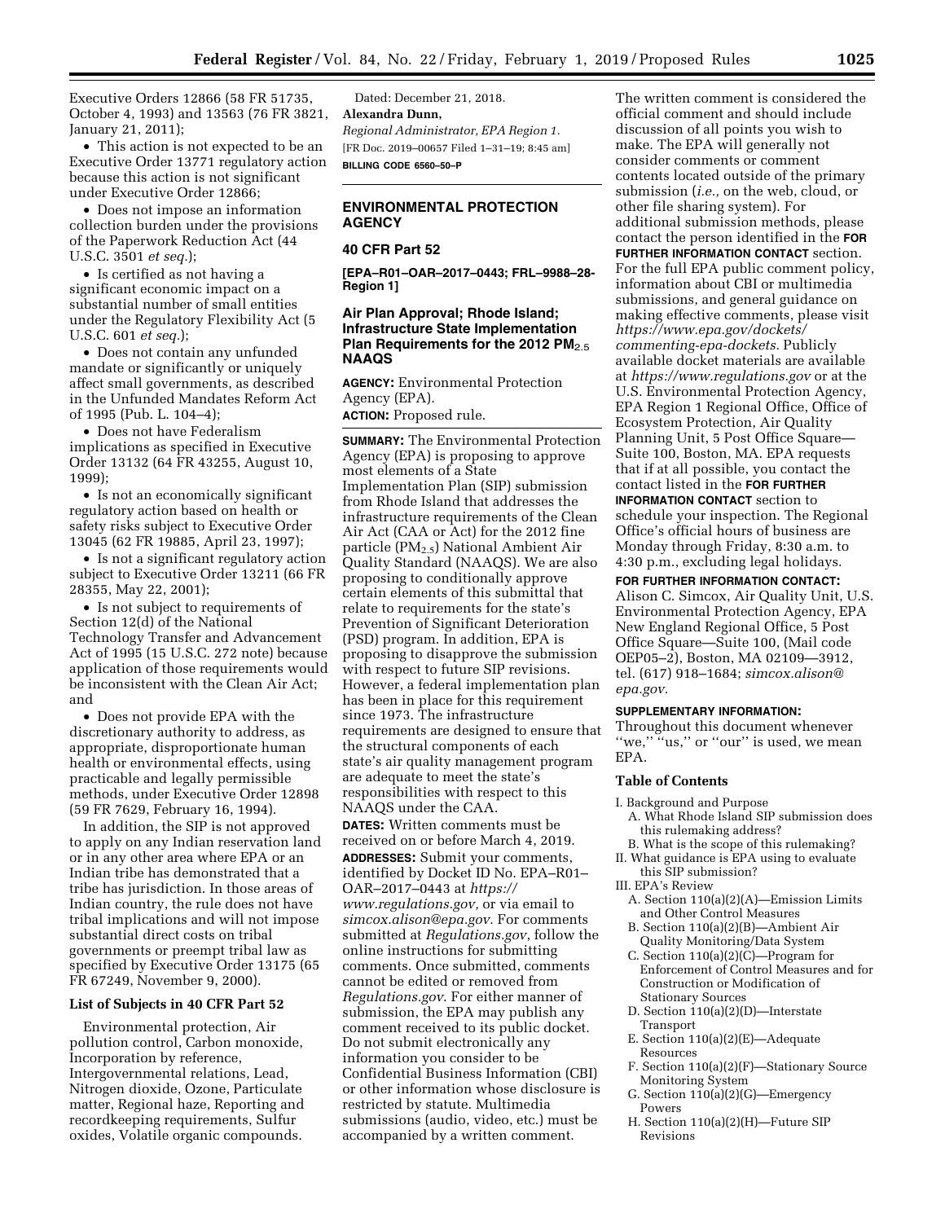Executive Orders 12866 (58 FR 51735, October 4, 1993) and 13563 (76 FR 3821, January 21, 2011);

- This action is not expected to be an Executive Order 13771 regulatory action because this action is not significant under Executive Order 12866;
- Does not impose an information collection burden under the provisions of the Paperwork Reduction Act (44 U.S.C. 3501 *et seq.*);
- Is certified as not having a significant economic impact on a substantial number of small entities under the Regulatory Flexibility Act (5 U.S.C. 601 *et seq.*);
- Does not contain any unfunded mandate or significantly or uniquely affect small governments, as described in the Unfunded Mandates Reform Act of 1995 (Pub. L. 104–4);
- Does not have Federalism implications as specified in Executive Order 13132 (64 FR 43255, August 10, 1999);
- Is not an economically significant regulatory action based on health or safety risks subject to Executive Order 13045 (62 FR 19885, April 23, 1997);
- Is not a significant regulatory action subject to Executive Order 13211 (66 FR 28355, May 22, 2001);
- Is not subject to requirements of Section 12(d) of the National Technology Transfer and Advancement Act of 1995 (15 U.S.C. 272 note) because application of those requirements would be inconsistent with the Clean Air Act; and
- Does not provide EPA with the discretionary authority to address, as appropriate, disproportionate human health or environmental effects, using practicable and legally permissible methods, under Executive Order 12898 (59 FR 7629, February 16, 1994).

In addition, the SIP is not approved to apply on any Indian reservation land or in any other area where EPA or an Indian tribe has demonstrated that a tribe has jurisdiction. In those areas of Indian country, the rule does not have tribal implications and will not impose substantial direct costs on tribal governments or preempt tribal law as specified by Executive Order 13175 (65 FR 67249, November 9, 2000).

### List of Subjects in 40 CFR Part 52

Environmental protection, Air pollution control, Carbon monoxide, Incorporation by reference, Intergovernmental relations, Lead, Nitrogen dioxide, Ozone, Particulate matter, Regional haze, Reporting and recordkeeping requirements, Sulfur oxides, Volatile organic compounds.

Dated: December 21, 2018.

**Alexandra Dunn,**

*Regional Administrator, EPA Region 1.*

[FR Doc. 2019–00657 Filed 1–31–19; 8:45 am]

**BILLING CODE 6560–50–P**

## ENVIRONMENTAL PROTECTION AGENCY

### 40 CFR Part 52

**[EPA–R01–OAR–2017–0443; FRL–9988–28-Region 1]**

### Air Plan Approval; Rhode Island; Infrastructure State Implementation Plan Requirements for the 2012 $PM_{2.5}$ NAAQS

**AGENCY:** Environmental Protection Agency (EPA).

**ACTION:** Proposed rule.

**SUMMARY:** The Environmental Protection Agency (EPA) is proposing to approve most elements of a State Implementation Plan (SIP) submission from Rhode Island that addresses the infrastructure requirements of the Clean Air Act (CAA or Act) for the 2012 fine particle ($PM_{2.5}$) National Ambient Air Quality Standard (NAAQS). We are also proposing to conditionally approve certain elements of this submittal that relate to requirements for the state's Prevention of Significant Deterioration (PSD) program. In addition, EPA is proposing to disapprove the submission with respect to future SIP revisions. However, a federal implementation plan has been in place for this requirement since 1973. The infrastructure requirements are designed to ensure that the structural components of each state's air quality management program are adequate to meet the state's responsibilities with respect to this NAAQS under the CAA.

**DATES:** Written comments must be received on or before March 4, 2019.

**ADDRESSES:** Submit your comments, identified by Docket ID No. EPA–R01–OAR–2017–0443 at *https://www.regulations.gov,* or via email to *simcox.alison@epa.gov.* For comments submitted at *Regulations.gov*, follow the online instructions for submitting comments. Once submitted, comments cannot be edited or removed from *Regulations.gov*. For either manner of submission, the EPA may publish any comment received to its public docket. Do not submit electronically any information you consider to be Confidential Business Information (CBI) or other information whose disclosure is restricted by statute. Multimedia submissions (audio, video, etc.) must be accompanied by a written comment. The written comment is considered the official comment and should include discussion of all points you wish to make. The EPA will generally not consider comments or comment contents located outside of the primary submission (*i.e.,* on the web, cloud, or other file sharing system). For additional submission methods, please contact the person identified in the **FOR FURTHER INFORMATION CONTACT** section. For the full EPA public comment policy, information about CBI or multimedia submissions, and general guidance on making effective comments, please visit *https://www.epa.gov/dockets/commenting-epa-dockets.* Publicly available docket materials are available at *https://www.regulations.gov* or at the U.S. Environmental Protection Agency, EPA Region 1 Regional Office, Office of Ecosystem Protection, Air Quality Planning Unit, 5 Post Office Square—Suite 100, Boston, MA. EPA requests that if at all possible, you contact the contact listed in the **FOR FURTHER INFORMATION CONTACT** section to schedule your inspection. The Regional Office's official hours of business are Monday through Friday, 8:30 a.m. to 4:30 p.m., excluding legal holidays.

**FOR FURTHER INFORMATION CONTACT:** Alison C. Simcox, Air Quality Unit, U.S. Environmental Protection Agency, EPA New England Regional Office, 5 Post Office Square—Suite 100, (Mail code OEP05–2), Boston, MA 02109—3912, tel. (617) 918–1684; *simcox.alison@epa.gov.*

**SUPPLEMENTARY INFORMATION:** Throughout this document whenever "we," "us," or "our" is used, we mean EPA.

### Table of Contents

- I. Background and Purpose
  - A. What Rhode Island SIP submission does this rulemaking address?
  - B. What is the scope of this rulemaking?
- II. What guidance is EPA using to evaluate this SIP submission?
- III. EPA's Review
  - A. Section 110(a)(2)(A)—Emission Limits and Other Control Measures
  - B. Section 110(a)(2)(B)—Ambient Air Quality Monitoring/Data System
  - C. Section 110(a)(2)(C)—Program for Enforcement of Control Measures and for Construction or Modification of Stationary Sources
  - D. Section 110(a)(2)(D)—Interstate Transport
  - E. Section 110(a)(2)(E)—Adequate Resources
  - F. Section 110(a)(2)(F)—Stationary Source Monitoring System
  - G. Section 110(a)(2)(G)—Emergency Powers
  - H. Section 110(a)(2)(H)—Future SIP Revisions